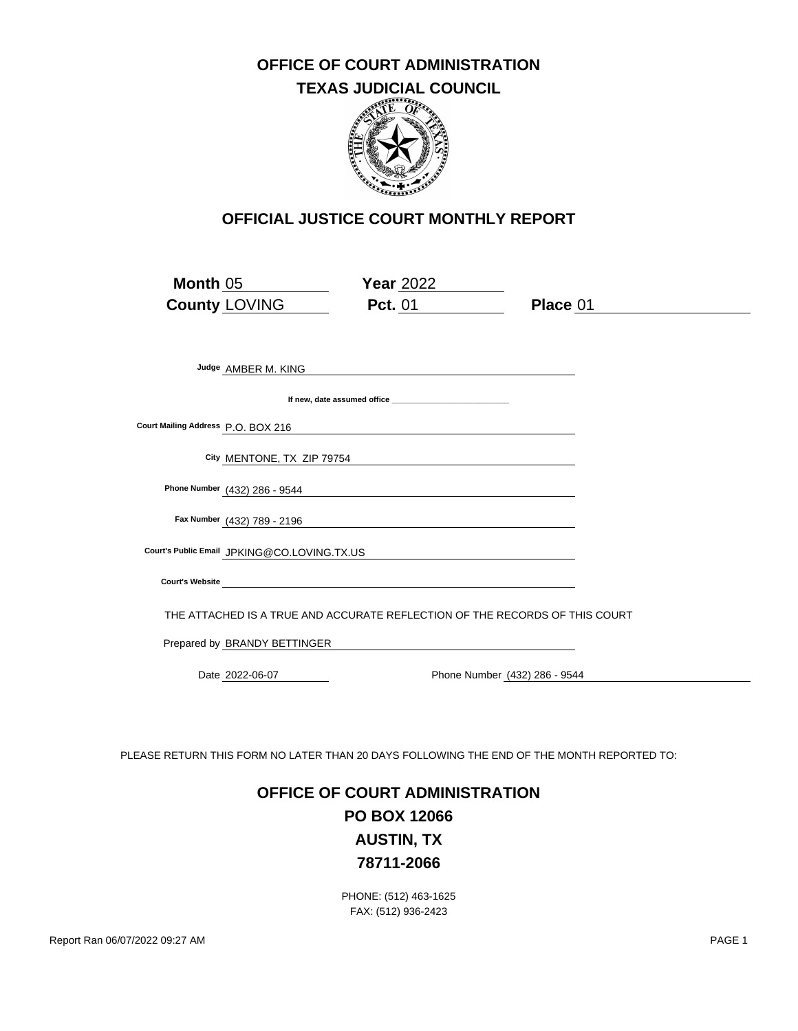# OFFICE OF COURT ADMINISTRATION

## TEXAS JUDICIAL COUNCIL

## OFFICIAL JUSTICE COURT MONTHLY REPORT

**Month** 05 **Year** 2022

**County** LOVING **Pct.** 01 **Place** 01

**Judge** AMBER M. KING

**If new, date assumed office** ________________________

**Court Mailing Address** P.O. BOX 216

**City** MENTONE, TX ZIP 79754

**Phone Number** (432) 286 - 9544

**Fax Number** (432) 789 - 2196

**Court's Public Email** JPKING@CO.LOVING.TX.US

**Court's Website** 

THE ATTACHED IS A TRUE AND ACCURATE REFLECTION OF THE RECORDS OF THIS COURT

Prepared by BRANDY BETTINGER

Date 2022-06-07 Phone Number (432) 286 - 9544

PLEASE RETURN THIS FORM NO LATER THAN 20 DAYS FOLLOWING THE END OF THE MONTH REPORTED TO:

**OFFICE OF COURT ADMINISTRATION**
**PO BOX 12066**
**AUSTIN, TX**
**78711-2066**

PHONE: (512) 463-1625
FAX: (512) 936-2423

Report Ran 06/07/2022 09:27 AM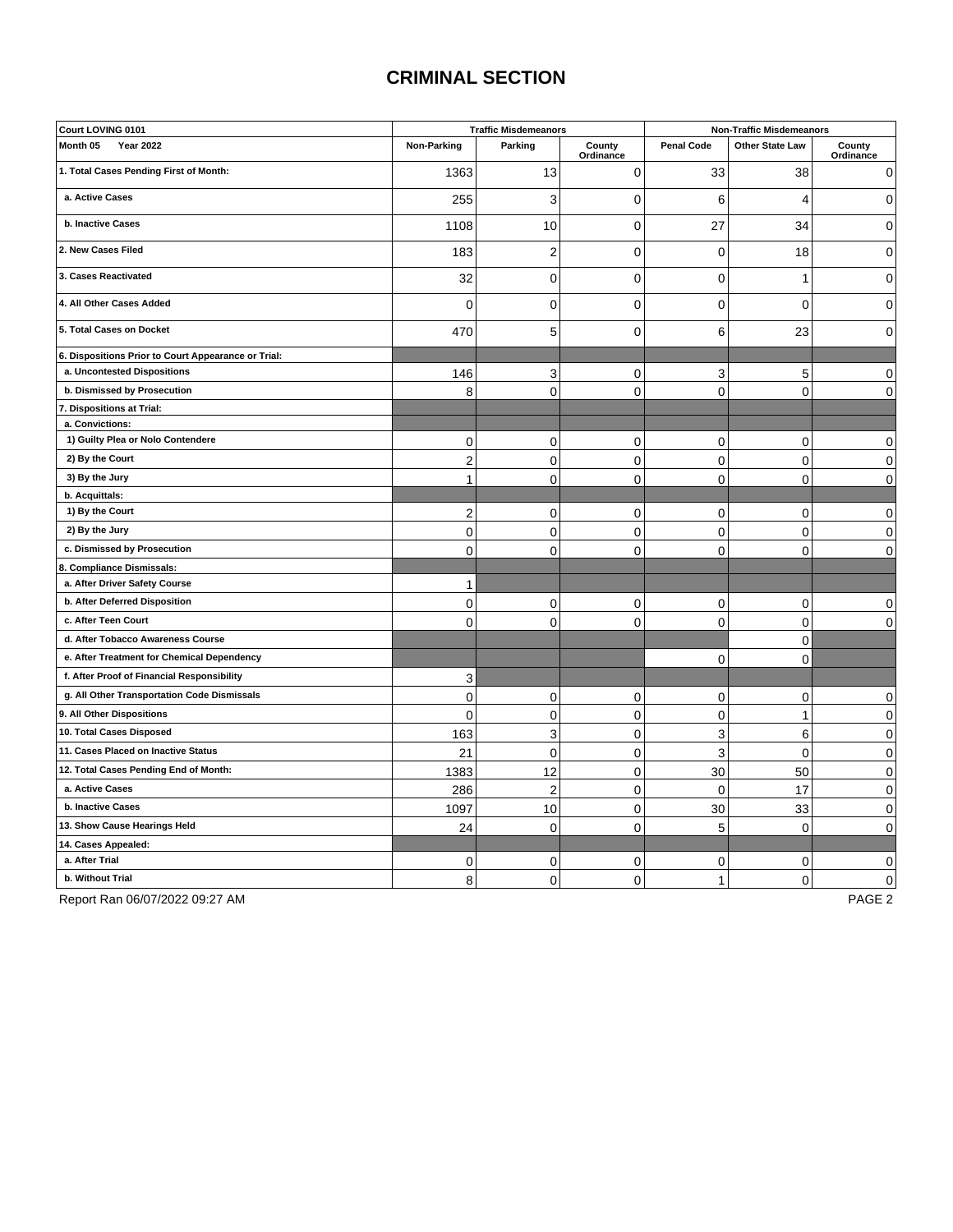# CRIMINAL SECTION

| Court LOVING 0101 | Traffic Misdemeanors | | | Non-Traffic Misdemeanors | | |
|---|---|---|---|---|---|---|
| Month 05 Year 2022 | Non-Parking | Parking | County Ordinance | Penal Code | Other State Law | County Ordinance |
| 1. Total Cases Pending First of Month: | 1363 | 13 | 0 | 33 | 38 | 0 |
| a. Active Cases | 255 | 3 | 0 | 6 | 4 | 0 |
| b. Inactive Cases | 1108 | 10 | 0 | 27 | 34 | 0 |
| 2. New Cases Filed | 183 | 2 | 0 | 0 | 18 | 0 |
| 3. Cases Reactivated | 32 | 0 | 0 | 0 | 1 | 0 |
| 4. All Other Cases Added | 0 | 0 | 0 | 0 | 0 | 0 |
| 5. Total Cases on Docket | 470 | 5 | 0 | 6 | 23 | 0 |
| 6. Dispositions Prior to Court Appearance or Trial: | | | | | | |
| a. Uncontested Dispositions | 146 | 3 | 0 | 3 | 5 | 0 |
| b. Dismissed by Prosecution | 8 | 0 | 0 | 0 | 0 | 0 |
| 7. Dispositions at Trial: | | | | | | |
| a. Convictions: | | | | | | |
| 1) Guilty Plea or Nolo Contendere | 0 | 0 | 0 | 0 | 0 | 0 |
| 2) By the Court | 2 | 0 | 0 | 0 | 0 | 0 |
| 3) By the Jury | 1 | 0 | 0 | 0 | 0 | 0 |
| b. Acquittals: | | | | | | |
| 1) By the Court | 2 | 0 | 0 | 0 | 0 | 0 |
| 2) By the Jury | 0 | 0 | 0 | 0 | 0 | 0 |
| c. Dismissed by Prosecution | 0 | 0 | 0 | 0 | 0 | 0 |
| 8. Compliance Dismissals: | | | | | | |
| a. After Driver Safety Course | 1 | | | | | |
| b. After Deferred Disposition | 0 | 0 | 0 | 0 | 0 | 0 |
| c. After Teen Court | 0 | 0 | 0 | 0 | 0 | 0 |
| d. After Tobacco Awareness Course | | | | | 0 | |
| e. After Treatment for Chemical Dependency | | | | 0 | 0 | |
| f. After Proof of Financial Responsibility | 3 | | | | | |
| g. All Other Transportation Code Dismissals | 0 | 0 | 0 | 0 | 0 | 0 |
| 9. All Other Dispositions | 0 | 0 | 0 | 0 | 1 | 0 |
| 10. Total Cases Disposed | 163 | 3 | 0 | 3 | 6 | 0 |
| 11. Cases Placed on Inactive Status | 21 | 0 | 0 | 3 | 0 | 0 |
| 12. Total Cases Pending End of Month: | 1383 | 12 | 0 | 30 | 50 | 0 |
| a. Active Cases | 286 | 2 | 0 | 0 | 17 | 0 |
| b. Inactive Cases | 1097 | 10 | 0 | 30 | 33 | 0 |
| 13. Show Cause Hearings Held | 24 | 0 | 0 | 5 | 0 | 0 |
| 14. Cases Appealed: | | | | | | |
| a. After Trial | 0 | 0 | 0 | 0 | 0 | 0 |
| b. Without Trial | 8 | 0 | 0 | 1 | 0 | 0 |

Report Ran 06/07/2022 09:27 AM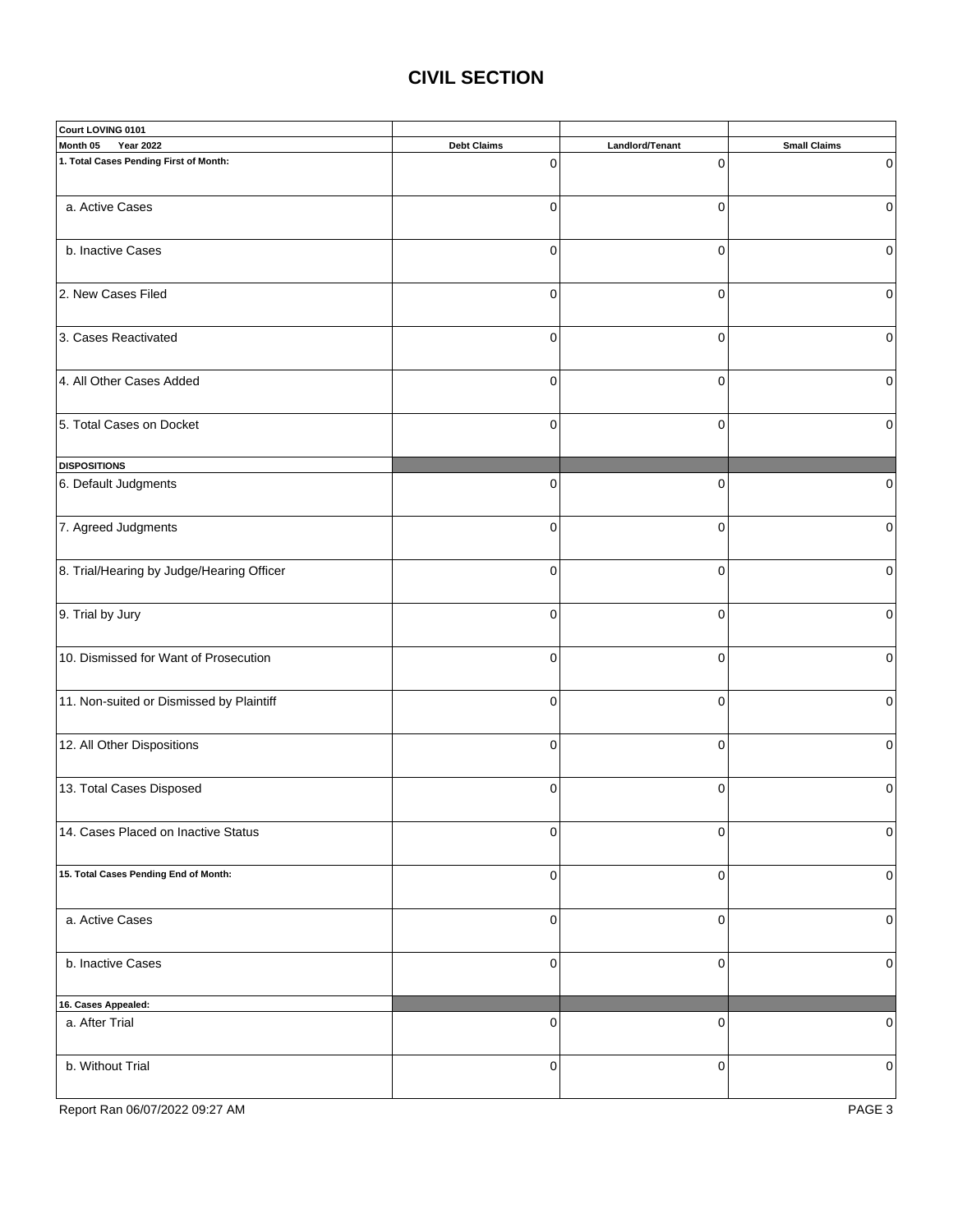# CIVIL SECTION

| Court LOVING 0101 | | | |
|---|---|---|---|
| **Month 05 Year 2022** | **Debt Claims** | **Landlord/Tenant** | **Small Claims** |
| **1. Total Cases Pending First of Month:** | 0 | 0 | 0 |
| a. Active Cases | 0 | 0 | 0 |
| b. Inactive Cases | 0 | 0 | 0 |
| 2. New Cases Filed | 0 | 0 | 0 |
| 3. Cases Reactivated | 0 | 0 | 0 |
| 4. All Other Cases Added | 0 | 0 | 0 |
| 5. Total Cases on Docket | 0 | 0 | 0 |
| **DISPOSITIONS** | | | |
| 6. Default Judgments | 0 | 0 | 0 |
| 7. Agreed Judgments | 0 | 0 | 0 |
| 8. Trial/Hearing by Judge/Hearing Officer | 0 | 0 | 0 |
| 9. Trial by Jury | 0 | 0 | 0 |
| 10. Dismissed for Want of Prosecution | 0 | 0 | 0 |
| 11. Non-suited or Dismissed by Plaintiff | 0 | 0 | 0 |
| 12. All Other Dispositions | 0 | 0 | 0 |
| 13. Total Cases Disposed | 0 | 0 | 0 |
| 14. Cases Placed on Inactive Status | 0 | 0 | 0 |
| **15. Total Cases Pending End of Month:** | 0 | 0 | 0 |
| a. Active Cases | 0 | 0 | 0 |
| b. Inactive Cases | 0 | 0 | 0 |
| **16. Cases Appealed:** | | | |
| a. After Trial | 0 | 0 | 0 |
| b. Without Trial | 0 | 0 | 0 |

Report Ran 06/07/2022 09:27 AM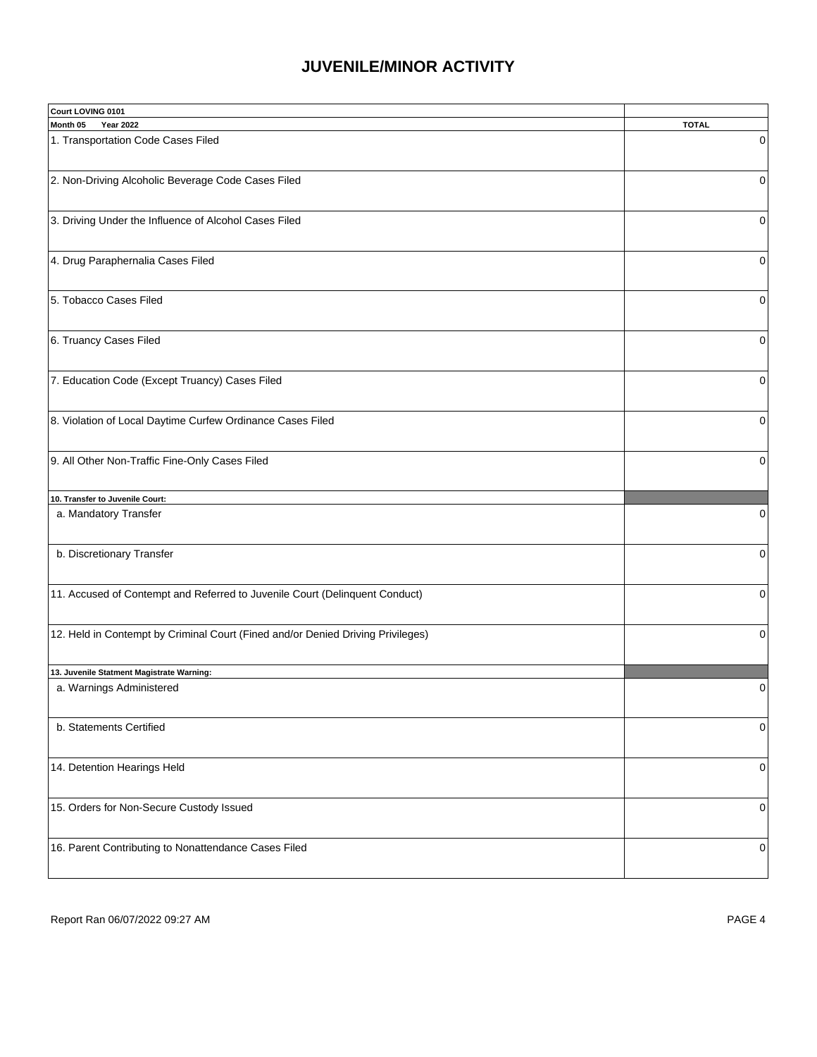# JUVENILE/MINOR ACTIVITY

| Court LOVING 0101 | |
|---|---|
| **Month 05 Year 2022** | **TOTAL** |
| 1. Transportation Code Cases Filed | 0 |
| 2. Non-Driving Alcoholic Beverage Code Cases Filed | 0 |
| 3. Driving Under the Influence of Alcohol Cases Filed | 0 |
| 4. Drug Paraphernalia Cases Filed | 0 |
| 5. Tobacco Cases Filed | 0 |
| 6. Truancy Cases Filed | 0 |
| 7. Education Code (Except Truancy) Cases Filed | 0 |
| 8. Violation of Local Daytime Curfew Ordinance Cases Filed | 0 |
| 9. All Other Non-Traffic Fine-Only Cases Filed | 0 |
| **10. Transfer to Juvenile Court:** | |
| a. Mandatory Transfer | 0 |
| b. Discretionary Transfer | 0 |
| 11. Accused of Contempt and Referred to Juvenile Court (Delinquent Conduct) | 0 |
| 12. Held in Contempt by Criminal Court (Fined and/or Denied Driving Privileges) | 0 |
| **13. Juvenile Statment Magistrate Warning:** | |
| a. Warnings Administered | 0 |
| b. Statements Certified | 0 |
| 14. Detention Hearings Held | 0 |
| 15. Orders for Non-Secure Custody Issued | 0 |
| 16. Parent Contributing to Nonattendance Cases Filed | 0 |

Report Ran 06/07/2022 09:27 AM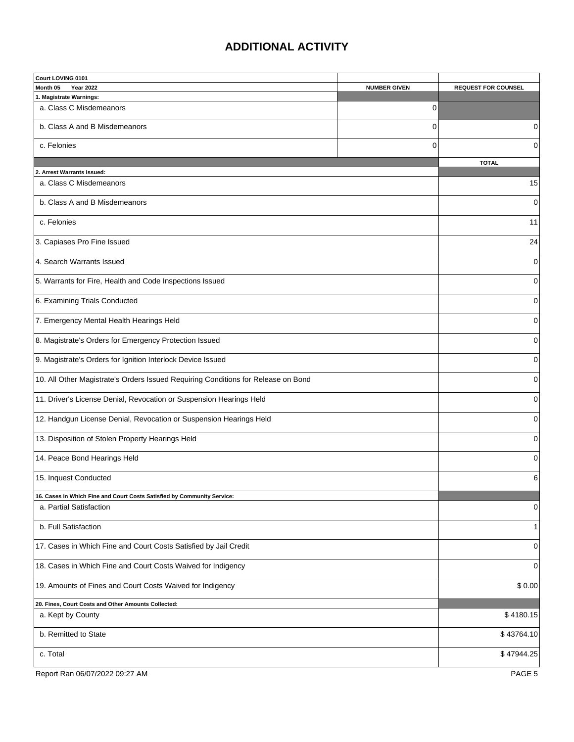# ADDITIONAL ACTIVITY

| Court LOVING 0101 | | |
|---|---|---|
| **Month 05 Year 2022** | **NUMBER GIVEN** | **REQUEST FOR COUNSEL** |
| **1. Magistrate Warnings:** | | |
| a. Class C Misdemeanors | 0 | |
| b. Class A and B Misdemeanors | 0 | 0 |
| c. Felonies | 0 | 0 |
| | | **TOTAL** |
| **2. Arrest Warrants Issued:** | | |
| a. Class C Misdemeanors | | 15 |
| b. Class A and B Misdemeanors | | 0 |
| c. Felonies | | 11 |
| 3. Capiases Pro Fine Issued | | 24 |
| 4. Search Warrants Issued | | 0 |
| 5. Warrants for Fire, Health and Code Inspections Issued | | 0 |
| 6. Examining Trials Conducted | | 0 |
| 7. Emergency Mental Health Hearings Held | | 0 |
| 8. Magistrate's Orders for Emergency Protection Issued | | 0 |
| 9. Magistrate's Orders for Ignition Interlock Device Issued | | 0 |
| 10. All Other Magistrate's Orders Issued Requiring Conditions for Release on Bond | | 0 |
| 11. Driver's License Denial, Revocation or Suspension Hearings Held | | 0 |
| 12. Handgun License Denial, Revocation or Suspension Hearings Held | | 0 |
| 13. Disposition of Stolen Property Hearings Held | | 0 |
| 14. Peace Bond Hearings Held | | 0 |
| 15. Inquest Conducted | | 6 |
| **16. Cases in Which Fine and Court Costs Satisfied by Community Service:** | | |
| a. Partial Satisfaction | | 0 |
| b. Full Satisfaction | | 1 |
| 17. Cases in Which Fine and Court Costs Satisfied by Jail Credit | | 0 |
| 18. Cases in Which Fine and Court Costs Waived for Indigency | | 0 |
| 19. Amounts of Fines and Court Costs Waived for Indigency | | $ 0.00 |
| **20. Fines, Court Costs and Other Amounts Collected:** | | |
| a. Kept by County | | $ 4180.15 |
| b. Remitted to State | | $ 43764.10 |
| c. Total | | $ 47944.25 |

Report Ran 06/07/2022 09:27 AM